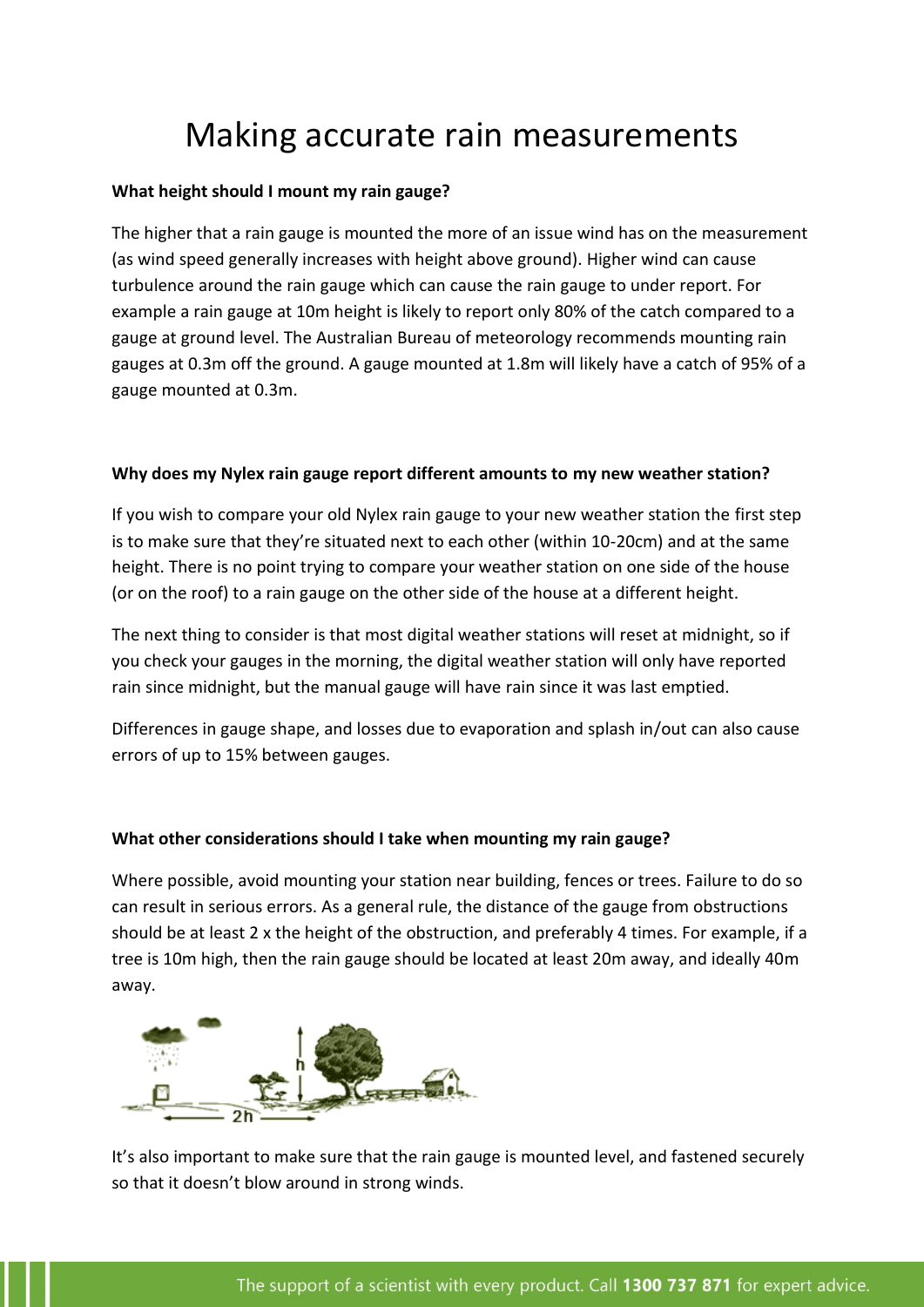# Making accurate rain measurements

**What height should I mount my rain gauge?**

The higher that a rain gauge is mounted the more of an issue wind has on the measurement (as wind speed generally increases with height above ground). Higher wind can cause turbulence around the rain gauge which can cause the rain gauge to under report. For example a rain gauge at 10m height is likely to report only 80% of the catch compared to a gauge at ground level. The Australian Bureau of meteorology recommends mounting rain gauges at 0.3m off the ground. A gauge mounted at 1.8m will likely have a catch of 95% of a gauge mounted at 0.3m.

**Why does my Nylex rain gauge report different amounts to my new weather station?**

If you wish to compare your old Nylex rain gauge to your new weather station the first step is to make sure that they're situated next to each other (within 10-20cm) and at the same height. There is no point trying to compare your weather station on one side of the house (or on the roof) to a rain gauge on the other side of the house at a different height.

The next thing to consider is that most digital weather stations will reset at midnight, so if you check your gauges in the morning, the digital weather station will only have reported rain since midnight, but the manual gauge will have rain since it was last emptied.

Differences in gauge shape, and losses due to evaporation and splash in/out can also cause errors of up to 15% between gauges.

**What other considerations should I take when mounting my rain gauge?**

Where possible, avoid mounting your station near building, fences or trees. Failure to do so can result in serious errors. As a general rule, the distance of the gauge from obstructions should be at least 2 x the height of the obstruction, and preferably 4 times. For example, if a tree is 10m high, then the rain gauge should be located at least 20m away, and ideally 40m away.

It's also important to make sure that the rain gauge is mounted level, and fastened securely so that it doesn't blow around in strong winds.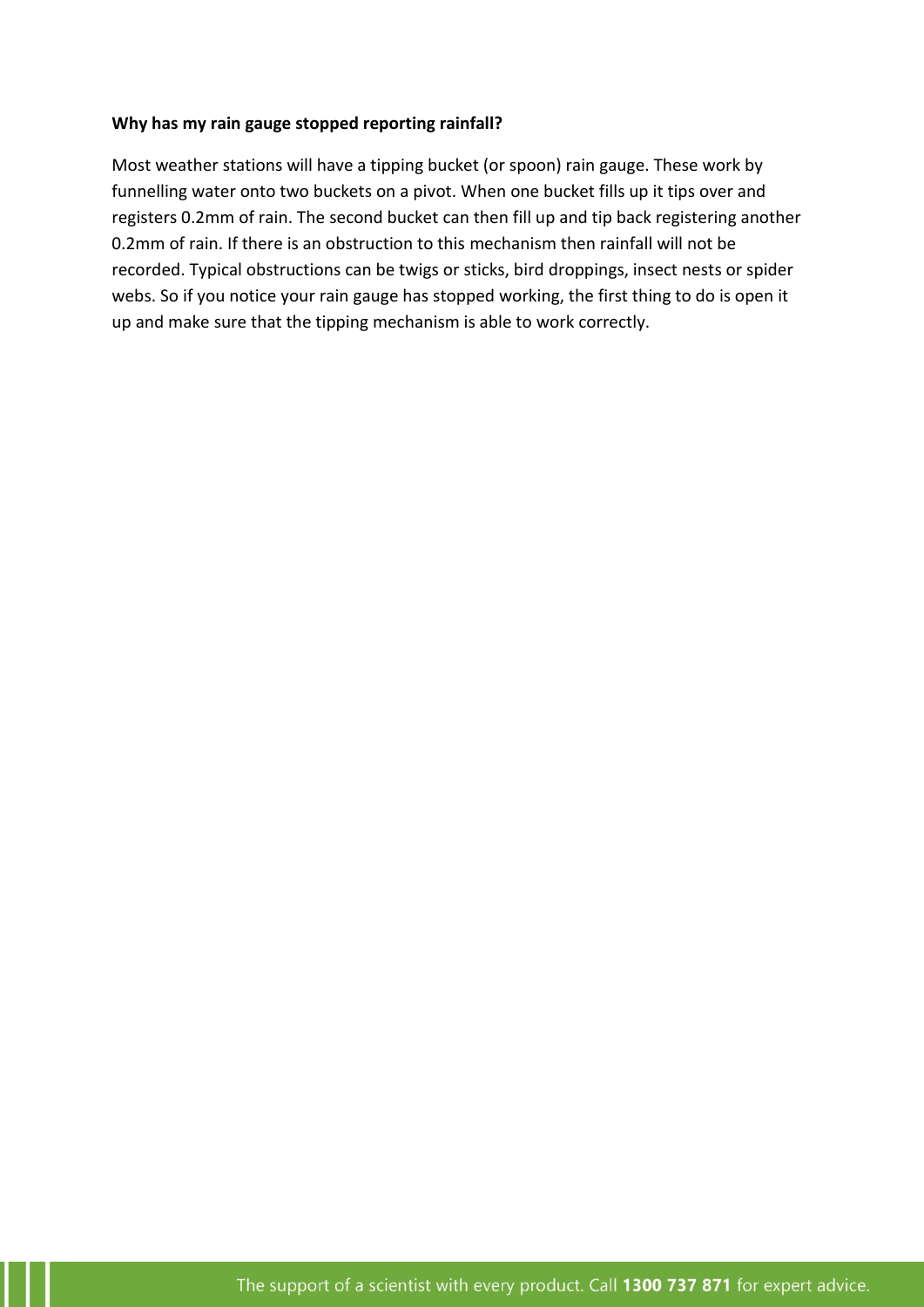**Why has my rain gauge stopped reporting rainfall?**

Most weather stations will have a tipping bucket (or spoon) rain gauge. These work by funnelling water onto two buckets on a pivot. When one bucket fills up it tips over and registers 0.2mm of rain. The second bucket can then fill up and tip back registering another 0.2mm of rain. If there is an obstruction to this mechanism then rainfall will not be recorded. Typical obstructions can be twigs or sticks, bird droppings, insect nests or spider webs. So if you notice your rain gauge has stopped working, the first thing to do is open it up and make sure that the tipping mechanism is able to work correctly.